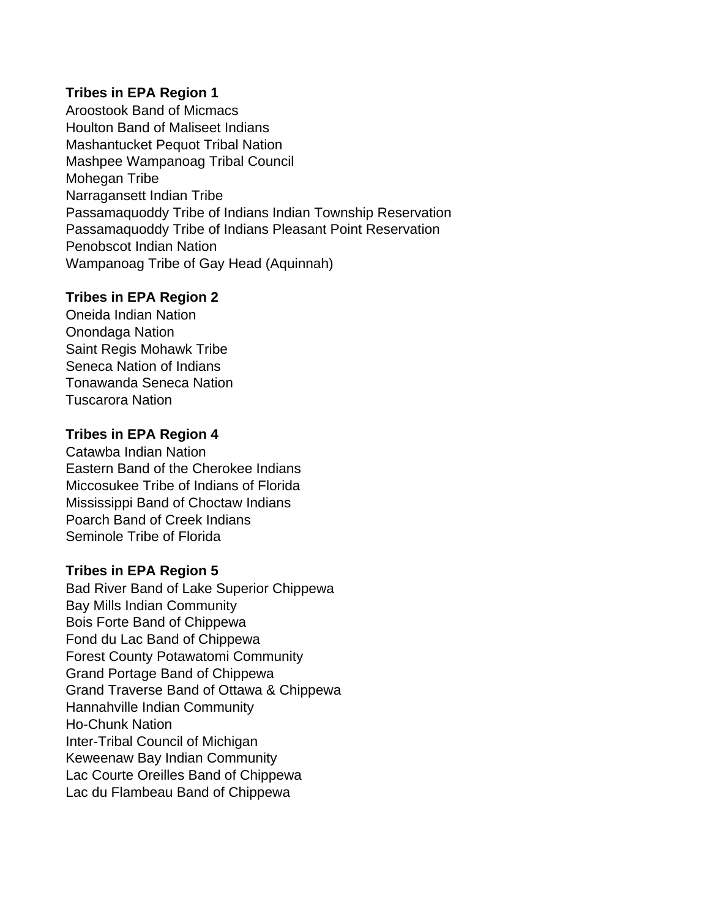**Tribes in EPA Region 1**

Aroostook Band of Micmacs
Houlton Band of Maliseet Indians
Mashantucket Pequot Tribal Nation
Mashpee Wampanoag Tribal Council
Mohegan Tribe
Narragansett Indian Tribe
Passamaquoddy Tribe of Indians Indian Township Reservation
Passamaquoddy Tribe of Indians Pleasant Point Reservation
Penobscot Indian Nation
Wampanoag Tribe of Gay Head (Aquinnah)

**Tribes in EPA Region 2**

Oneida Indian Nation
Onondaga Nation
Saint Regis Mohawk Tribe
Seneca Nation of Indians
Tonawanda Seneca Nation
Tuscarora Nation

**Tribes in EPA Region 4**

Catawba Indian Nation
Eastern Band of the Cherokee Indians
Miccosukee Tribe of Indians of Florida
Mississippi Band of Choctaw Indians
Poarch Band of Creek Indians
Seminole Tribe of Florida

**Tribes in EPA Region 5**

Bad River Band of Lake Superior Chippewa
Bay Mills Indian Community
Bois Forte Band of Chippewa
Fond du Lac Band of Chippewa
Forest County Potawatomi Community
Grand Portage Band of Chippewa
Grand Traverse Band of Ottawa & Chippewa
Hannahville Indian Community
Ho-Chunk Nation
Inter-Tribal Council of Michigan
Keweenaw Bay Indian Community
Lac Courte Oreilles Band of Chippewa
Lac du Flambeau Band of Chippewa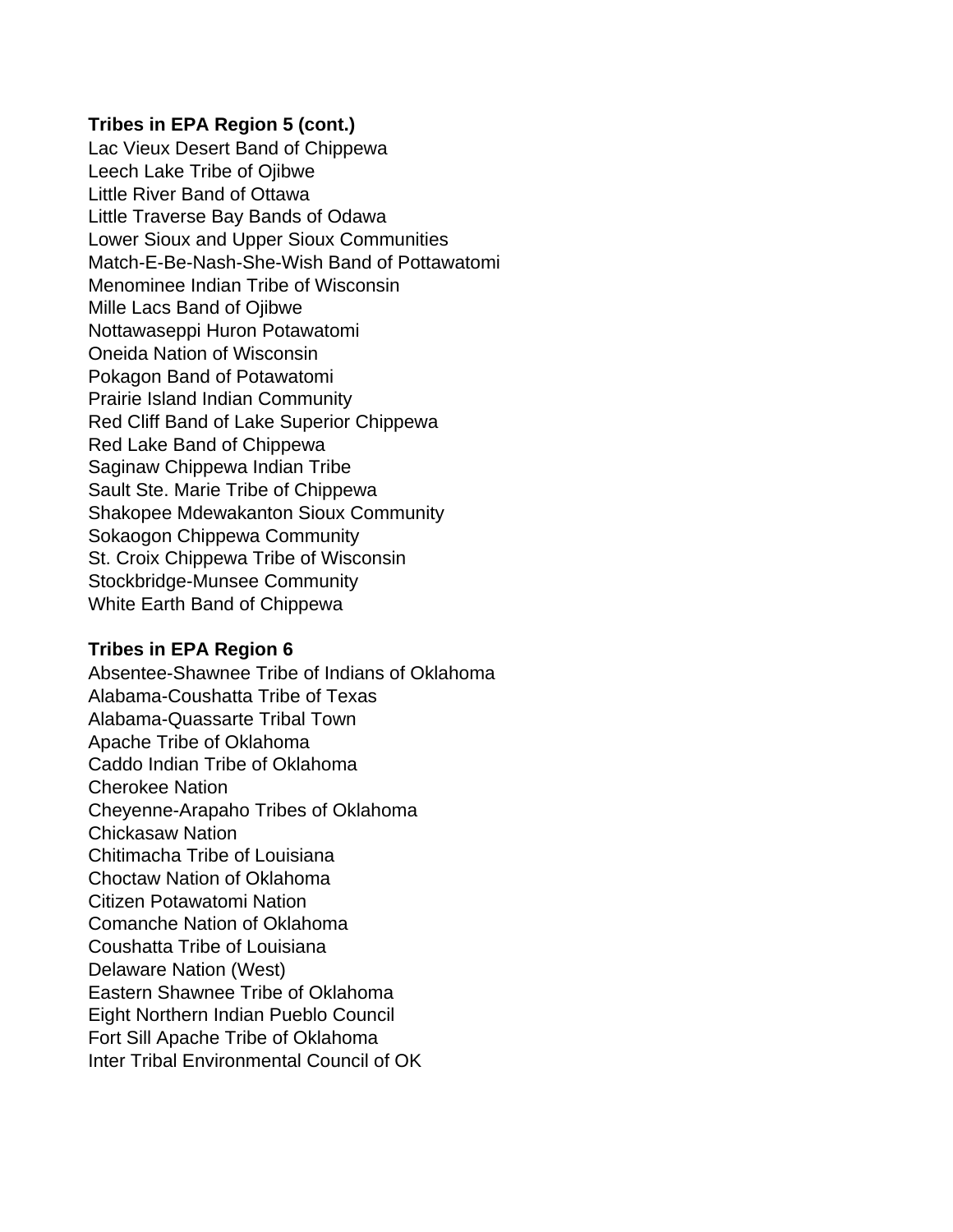**Tribes in EPA Region 5 (cont.)**

Lac Vieux Desert Band of Chippewa
Leech Lake Tribe of Ojibwe
Little River Band of Ottawa
Little Traverse Bay Bands of Odawa
Lower Sioux and Upper Sioux Communities
Match-E-Be-Nash-She-Wish Band of Pottawatomi
Menominee Indian Tribe of Wisconsin
Mille Lacs Band of Ojibwe
Nottawaseppi Huron Potawatomi
Oneida Nation of Wisconsin
Pokagon Band of Potawatomi
Prairie Island Indian Community
Red Cliff Band of Lake Superior Chippewa
Red Lake Band of Chippewa
Saginaw Chippewa Indian Tribe
Sault Ste. Marie Tribe of Chippewa
Shakopee Mdewakanton Sioux Community
Sokaogon Chippewa Community
St. Croix Chippewa Tribe of Wisconsin
Stockbridge-Munsee Community
White Earth Band of Chippewa

**Tribes in EPA Region 6**

Absentee-Shawnee Tribe of Indians of Oklahoma
Alabama-Coushatta Tribe of Texas
Alabama-Quassarte Tribal Town
Apache Tribe of Oklahoma
Caddo Indian Tribe of Oklahoma
Cherokee Nation
Cheyenne-Arapaho Tribes of Oklahoma
Chickasaw Nation
Chitimacha Tribe of Louisiana
Choctaw Nation of Oklahoma
Citizen Potawatomi Nation
Comanche Nation of Oklahoma
Coushatta Tribe of Louisiana
Delaware Nation (West)
Eastern Shawnee Tribe of Oklahoma
Eight Northern Indian Pueblo Council
Fort Sill Apache Tribe of Oklahoma
Inter Tribal Environmental Council of OK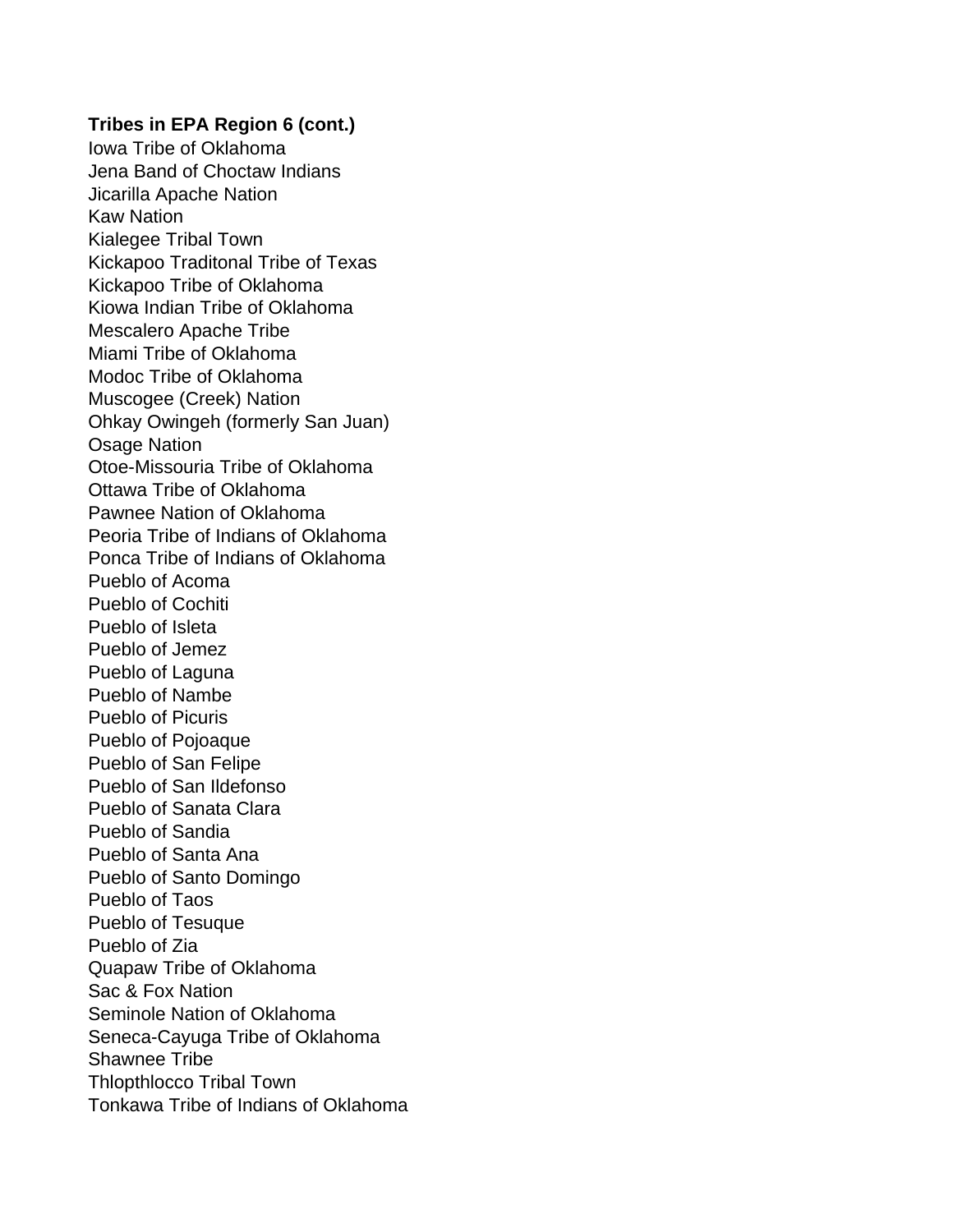**Tribes in EPA Region 6 (cont.)**

Iowa Tribe of Oklahoma
Jena Band of Choctaw Indians
Jicarilla Apache Nation
Kaw Nation
Kialegee Tribal Town
Kickapoo Traditonal Tribe of Texas
Kickapoo Tribe of Oklahoma
Kiowa Indian Tribe of Oklahoma
Mescalero Apache Tribe
Miami Tribe of Oklahoma
Modoc Tribe of Oklahoma
Muscogee (Creek) Nation
Ohkay Owingeh (formerly San Juan)
Osage Nation
Otoe-Missouria Tribe of Oklahoma
Ottawa Tribe of Oklahoma
Pawnee Nation of Oklahoma
Peoria Tribe of Indians of Oklahoma
Ponca Tribe of Indians of Oklahoma
Pueblo of Acoma
Pueblo of Cochiti
Pueblo of Isleta
Pueblo of Jemez
Pueblo of Laguna
Pueblo of Nambe
Pueblo of Picuris
Pueblo of Pojoaque
Pueblo of San Felipe
Pueblo of San Ildefonso
Pueblo of Sanata Clara
Pueblo of Sandia
Pueblo of Santa Ana
Pueblo of Santo Domingo
Pueblo of Taos
Pueblo of Tesuque
Pueblo of Zia
Quapaw Tribe of Oklahoma
Sac & Fox Nation
Seminole Nation of Oklahoma
Seneca-Cayuga Tribe of Oklahoma
Shawnee Tribe
Thlopthlocco Tribal Town
Tonkawa Tribe of Indians of Oklahoma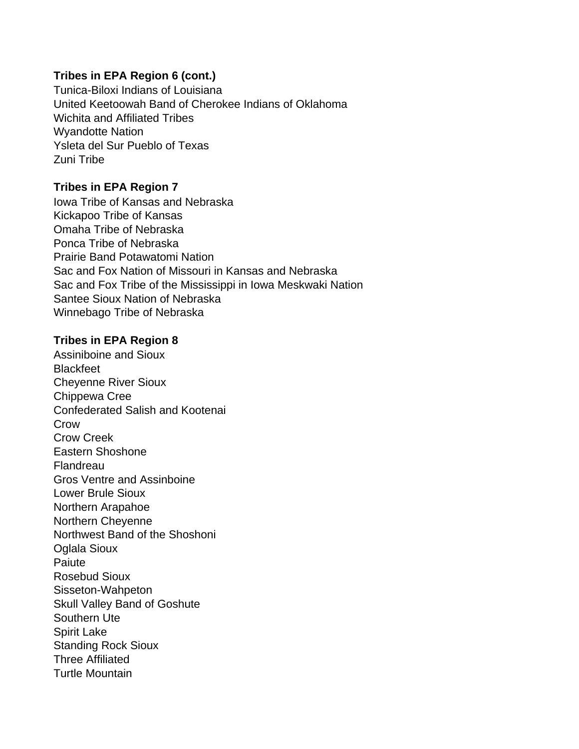**Tribes in EPA Region 6 (cont.)**

Tunica-Biloxi Indians of Louisiana
United Keetoowah Band of Cherokee Indians of Oklahoma
Wichita and Affiliated Tribes
Wyandotte Nation
Ysleta del Sur Pueblo of Texas
Zuni Tribe

**Tribes in EPA Region 7**

Iowa Tribe of Kansas and Nebraska
Kickapoo Tribe of Kansas
Omaha Tribe of Nebraska
Ponca Tribe of Nebraska
Prairie Band Potawatomi Nation
Sac and Fox Nation of Missouri in Kansas and Nebraska
Sac and Fox Tribe of the Mississippi in Iowa Meskwaki Nation
Santee Sioux Nation of Nebraska
Winnebago Tribe of Nebraska

**Tribes in EPA Region 8**

Assiniboine and Sioux
Blackfeet
Cheyenne River Sioux
Chippewa Cree
Confederated Salish and Kootenai
Crow
Crow Creek
Eastern Shoshone
Flandreau
Gros Ventre and Assinboine
Lower Brule Sioux
Northern Arapahoe
Northern Cheyenne
Northwest Band of the Shoshoni
Oglala Sioux
Paiute
Rosebud Sioux
Sisseton-Wahpeton
Skull Valley Band of Goshute
Southern Ute
Spirit Lake
Standing Rock Sioux
Three Affiliated
Turtle Mountain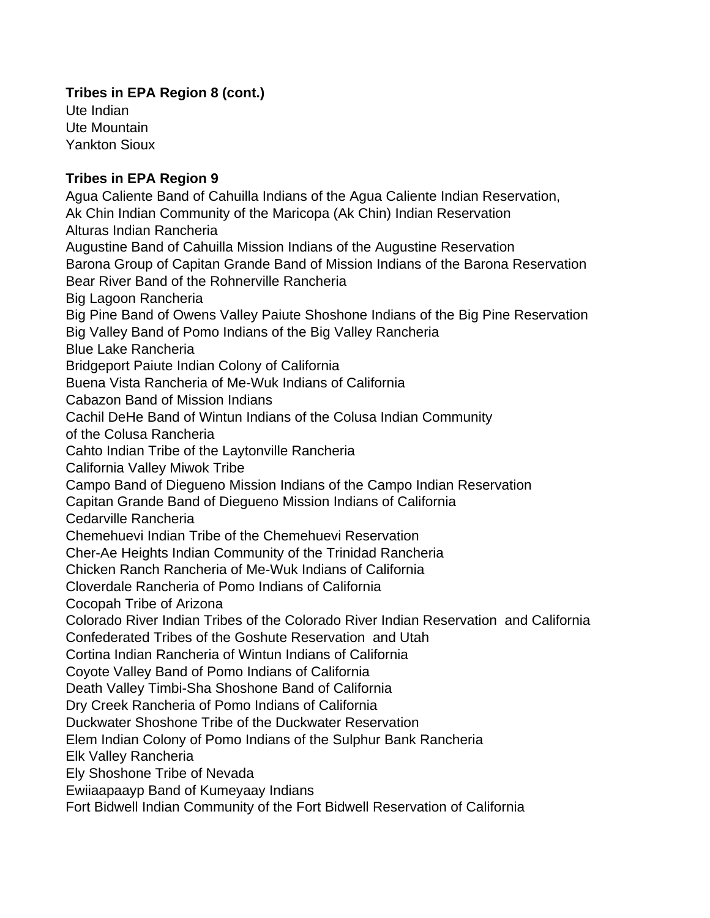**Tribes in EPA Region 8 (cont.)**

Ute Indian
Ute Mountain
Yankton Sioux

**Tribes in EPA Region 9**

Agua Caliente Band of Cahuilla Indians of the Agua Caliente Indian Reservation,
Ak Chin Indian Community of the Maricopa (Ak Chin) Indian Reservation
Alturas Indian Rancheria
Augustine Band of Cahuilla Mission Indians of the Augustine Reservation
Barona Group of Capitan Grande Band of Mission Indians of the Barona Reservation
Bear River Band of the Rohnerville Rancheria
Big Lagoon Rancheria
Big Pine Band of Owens Valley Paiute Shoshone Indians of the Big Pine Reservation
Big Valley Band of Pomo Indians of the Big Valley Rancheria
Blue Lake Rancheria
Bridgeport Paiute Indian Colony of California
Buena Vista Rancheria of Me-Wuk Indians of California
Cabazon Band of Mission Indians
Cachil DeHe Band of Wintun Indians of the Colusa Indian Community
of the Colusa Rancheria
Cahto Indian Tribe of the Laytonville Rancheria
California Valley Miwok Tribe
Campo Band of Diegueno Mission Indians of the Campo Indian Reservation
Capitan Grande Band of Diegueno Mission Indians of California
Cedarville Rancheria
Chemehuevi Indian Tribe of the Chemehuevi Reservation
Cher-Ae Heights Indian Community of the Trinidad Rancheria
Chicken Ranch Rancheria of Me-Wuk Indians of California
Cloverdale Rancheria of Pomo Indians of California
Cocopah Tribe of Arizona
Colorado River Indian Tribes of the Colorado River Indian Reservation and California
Confederated Tribes of the Goshute Reservation and Utah
Cortina Indian Rancheria of Wintun Indians of California
Coyote Valley Band of Pomo Indians of California
Death Valley Timbi-Sha Shoshone Band of California
Dry Creek Rancheria of Pomo Indians of California
Duckwater Shoshone Tribe of the Duckwater Reservation
Elem Indian Colony of Pomo Indians of the Sulphur Bank Rancheria
Elk Valley Rancheria
Ely Shoshone Tribe of Nevada
Ewiiaapaayp Band of Kumeyaay Indians
Fort Bidwell Indian Community of the Fort Bidwell Reservation of California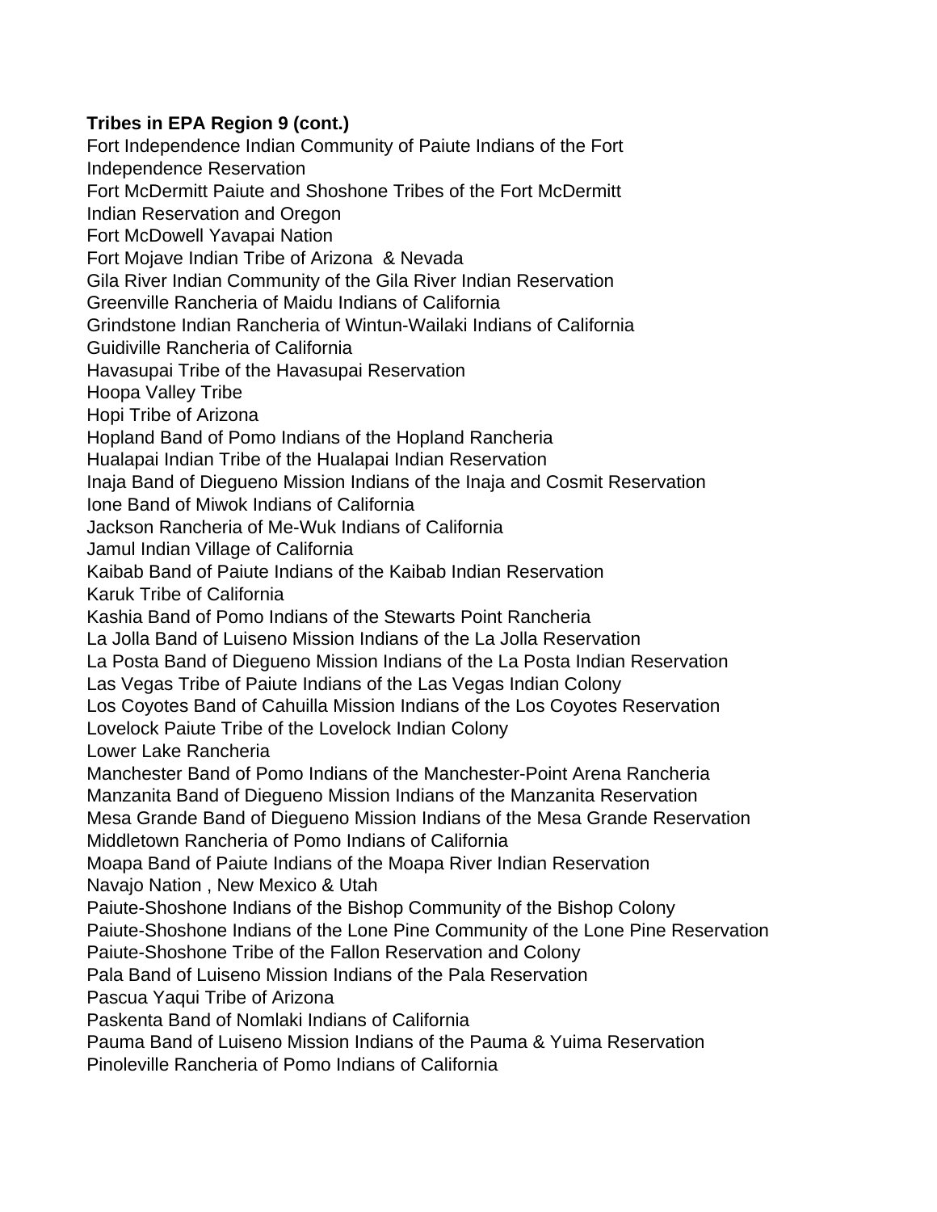**Tribes in EPA Region 9 (cont.)**

Fort Independence Indian Community of Paiute Indians of the Fort Independence Reservation
Fort McDermitt Paiute and Shoshone Tribes of the Fort McDermitt Indian Reservation and Oregon
Fort McDowell Yavapai Nation
Fort Mojave Indian Tribe of Arizona & Nevada
Gila River Indian Community of the Gila River Indian Reservation
Greenville Rancheria of Maidu Indians of California
Grindstone Indian Rancheria of Wintun-Wailaki Indians of California
Guidiville Rancheria of California
Havasupai Tribe of the Havasupai Reservation
Hoopa Valley Tribe
Hopi Tribe of Arizona
Hopland Band of Pomo Indians of the Hopland Rancheria
Hualapai Indian Tribe of the Hualapai Indian Reservation
Inaja Band of Diegueno Mission Indians of the Inaja and Cosmit Reservation
Ione Band of Miwok Indians of California
Jackson Rancheria of Me-Wuk Indians of California
Jamul Indian Village of California
Kaibab Band of Paiute Indians of the Kaibab Indian Reservation
Karuk Tribe of California
Kashia Band of Pomo Indians of the Stewarts Point Rancheria
La Jolla Band of Luiseno Mission Indians of the La Jolla Reservation
La Posta Band of Diegueno Mission Indians of the La Posta Indian Reservation
Las Vegas Tribe of Paiute Indians of the Las Vegas Indian Colony
Los Coyotes Band of Cahuilla Mission Indians of the Los Coyotes Reservation
Lovelock Paiute Tribe of the Lovelock Indian Colony
Lower Lake Rancheria
Manchester Band of Pomo Indians of the Manchester-Point Arena Rancheria
Manzanita Band of Diegueno Mission Indians of the Manzanita Reservation
Mesa Grande Band of Diegueno Mission Indians of the Mesa Grande Reservation
Middletown Rancheria of Pomo Indians of California
Moapa Band of Paiute Indians of the Moapa River Indian Reservation
Navajo Nation , New Mexico & Utah
Paiute-Shoshone Indians of the Bishop Community of the Bishop Colony
Paiute-Shoshone Indians of the Lone Pine Community of the Lone Pine Reservation
Paiute-Shoshone Tribe of the Fallon Reservation and Colony
Pala Band of Luiseno Mission Indians of the Pala Reservation
Pascua Yaqui Tribe of Arizona
Paskenta Band of Nomlaki Indians of California
Pauma Band of Luiseno Mission Indians of the Pauma & Yuima Reservation
Pinoleville Rancheria of Pomo Indians of California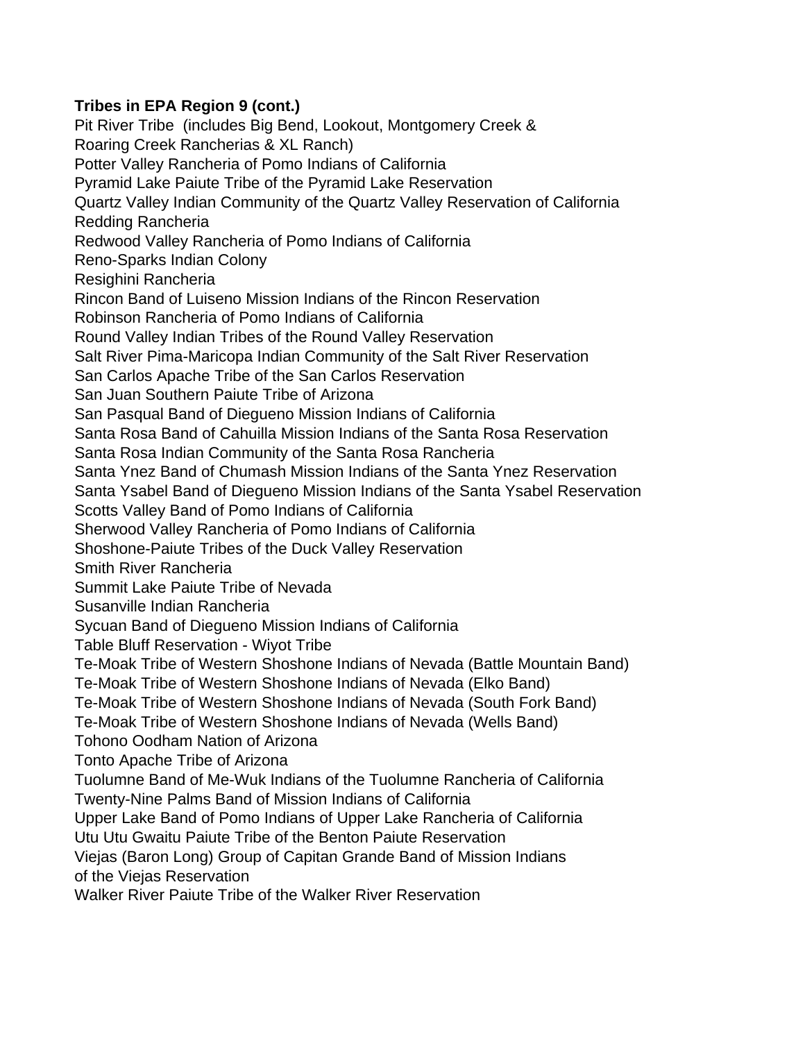**Tribes in EPA Region 9 (cont.)**

Pit River Tribe (includes Big Bend, Lookout, Montgomery Creek & Roaring Creek Rancherias & XL Ranch)
Potter Valley Rancheria of Pomo Indians of California
Pyramid Lake Paiute Tribe of the Pyramid Lake Reservation
Quartz Valley Indian Community of the Quartz Valley Reservation of California
Redding Rancheria
Redwood Valley Rancheria of Pomo Indians of California
Reno-Sparks Indian Colony
Resighini Rancheria
Rincon Band of Luiseno Mission Indians of the Rincon Reservation
Robinson Rancheria of Pomo Indians of California
Round Valley Indian Tribes of the Round Valley Reservation
Salt River Pima-Maricopa Indian Community of the Salt River Reservation
San Carlos Apache Tribe of the San Carlos Reservation
San Juan Southern Paiute Tribe of Arizona
San Pasqual Band of Diegueno Mission Indians of California
Santa Rosa Band of Cahuilla Mission Indians of the Santa Rosa Reservation
Santa Rosa Indian Community of the Santa Rosa Rancheria
Santa Ynez Band of Chumash Mission Indians of the Santa Ynez Reservation
Santa Ysabel Band of Diegueno Mission Indians of the Santa Ysabel Reservation
Scotts Valley Band of Pomo Indians of California
Sherwood Valley Rancheria of Pomo Indians of California
Shoshone-Paiute Tribes of the Duck Valley Reservation
Smith River Rancheria
Summit Lake Paiute Tribe of Nevada
Susanville Indian Rancheria
Sycuan Band of Diegueno Mission Indians of California
Table Bluff Reservation - Wiyot Tribe
Te-Moak Tribe of Western Shoshone Indians of Nevada (Battle Mountain Band)
Te-Moak Tribe of Western Shoshone Indians of Nevada (Elko Band)
Te-Moak Tribe of Western Shoshone Indians of Nevada (South Fork Band)
Te-Moak Tribe of Western Shoshone Indians of Nevada (Wells Band)
Tohono Oodham Nation of Arizona
Tonto Apache Tribe of Arizona
Tuolumne Band of Me-Wuk Indians of the Tuolumne Rancheria of California
Twenty-Nine Palms Band of Mission Indians of California
Upper Lake Band of Pomo Indians of Upper Lake Rancheria of California
Utu Utu Gwaitu Paiute Tribe of the Benton Paiute Reservation
Viejas (Baron Long) Group of Capitan Grande Band of Mission Indians of the Viejas Reservation
Walker River Paiute Tribe of the Walker River Reservation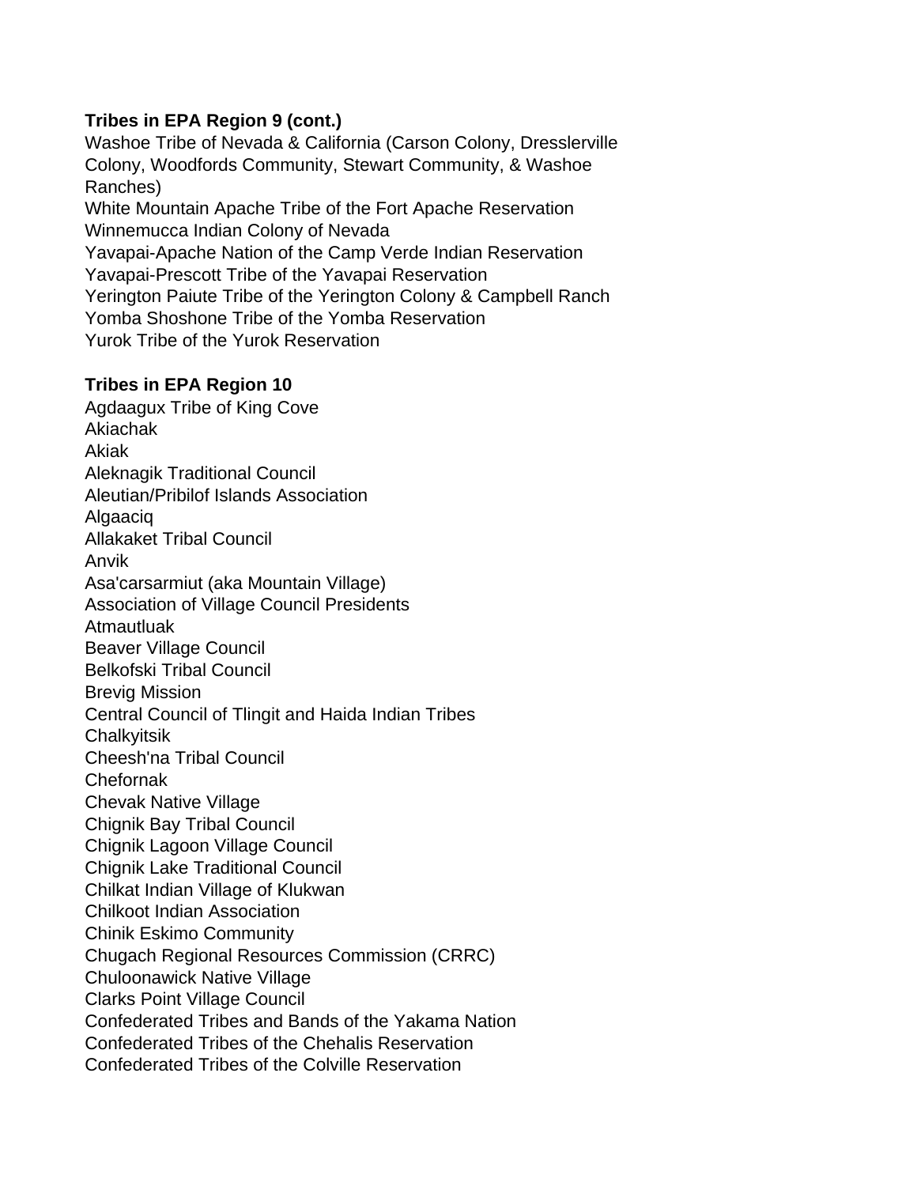**Tribes in EPA Region 9 (cont.)**

Washoe Tribe of Nevada & California (Carson Colony, Dresslerville Colony, Woodfords Community, Stewart Community, & Washoe Ranches)
White Mountain Apache Tribe of the Fort Apache Reservation
Winnemucca Indian Colony of Nevada
Yavapai-Apache Nation of the Camp Verde Indian Reservation
Yavapai-Prescott Tribe of the Yavapai Reservation
Yerington Paiute Tribe of the Yerington Colony & Campbell Ranch
Yomba Shoshone Tribe of the Yomba Reservation
Yurok Tribe of the Yurok Reservation

**Tribes in EPA Region 10**

Agdaagux Tribe of King Cove
Akiachak
Akiak
Aleknagik Traditional Council
Aleutian/Pribilof Islands Association
Algaaciq
Allakaket Tribal Council
Anvik
Asa'carsarmiut (aka Mountain Village)
Association of Village Council Presidents
Atmautluak
Beaver Village Council
Belkofski Tribal Council
Brevig Mission
Central Council of Tlingit and Haida Indian Tribes
Chalkyitsik
Cheesh'na Tribal Council
Chefornak
Chevak Native Village
Chignik Bay Tribal Council
Chignik Lagoon Village Council
Chignik Lake Traditional Council
Chilkat Indian Village of Klukwan
Chilkoot Indian Association
Chinik Eskimo Community
Chugach Regional Resources Commission (CRRC)
Chuloonawick Native Village
Clarks Point Village Council
Confederated Tribes and Bands of the Yakama Nation
Confederated Tribes of the Chehalis Reservation
Confederated Tribes of the Colville Reservation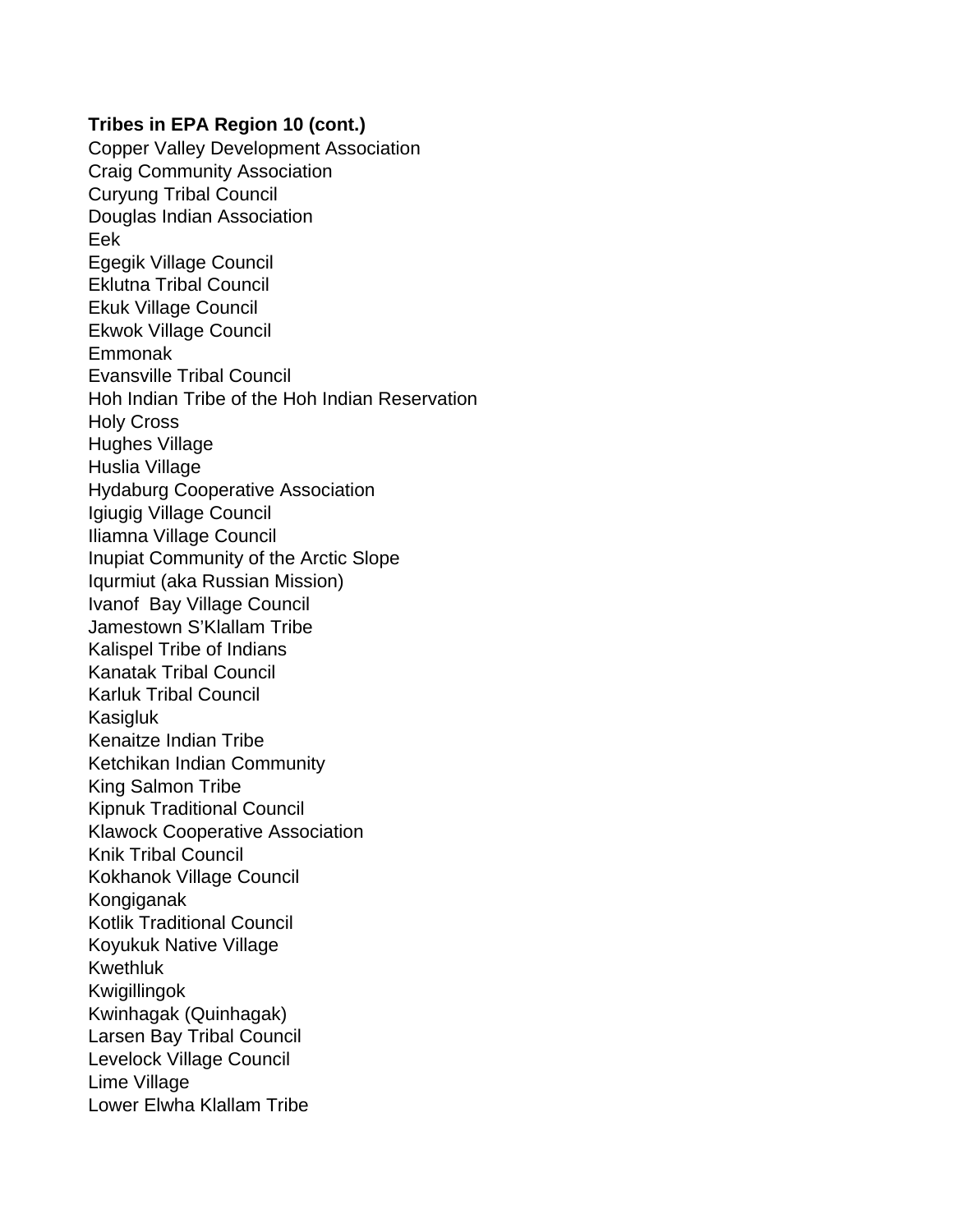**Tribes in EPA Region 10 (cont.)**

Copper Valley Development Association
Craig Community Association
Curyung Tribal Council
Douglas Indian Association
Eek
Egegik Village Council
Eklutna Tribal Council
Ekuk Village Council
Ekwok Village Council
Emmonak
Evansville Tribal Council
Hoh Indian Tribe of the Hoh Indian Reservation
Holy Cross
Hughes Village
Huslia Village
Hydaburg Cooperative Association
Igiugig Village Council
Iliamna Village Council
Inupiat Community of the Arctic Slope
Iqurmiut (aka Russian Mission)
Ivanof  Bay Village Council
Jamestown S'Klallam Tribe
Kalispel Tribe of Indians
Kanatak Tribal Council
Karluk Tribal Council
Kasigluk
Kenaitze Indian Tribe
Ketchikan Indian Community
King Salmon Tribe
Kipnuk Traditional Council
Klawock Cooperative Association
Knik Tribal Council
Kokhanok Village Council
Kongiganak
Kotlik Traditional Council
Koyukuk Native Village
Kwethluk
Kwigillingok
Kwinhagak (Quinhagak)
Larsen Bay Tribal Council
Levelock Village Council
Lime Village
Lower Elwha Klallam Tribe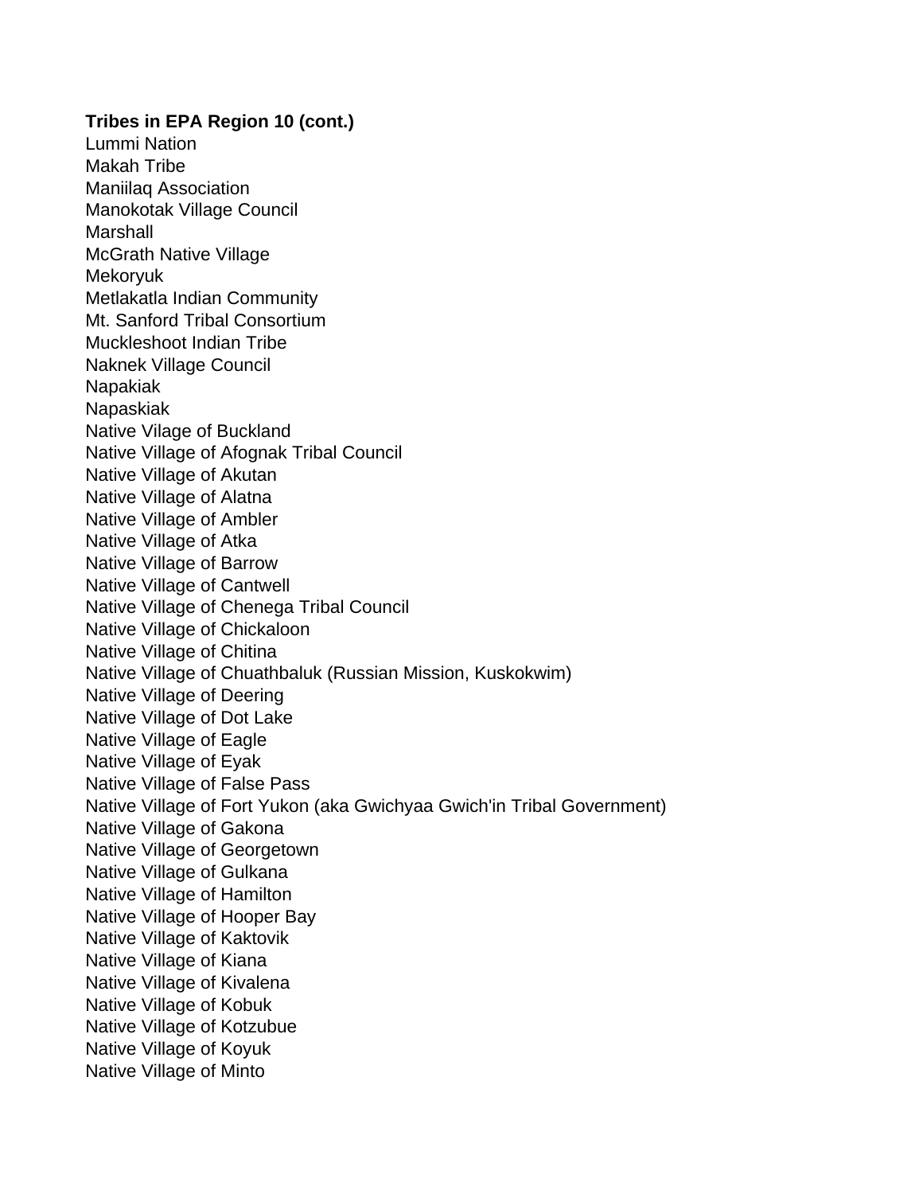**Tribes in EPA Region 10 (cont.)**

Lummi Nation
Makah Tribe
Maniilaq Association
Manokotak Village Council
Marshall
McGrath Native Village
Mekoryuk
Metlakatla Indian Community
Mt. Sanford Tribal Consortium
Muckleshoot Indian Tribe
Naknek Village Council
Napakiak
Napaskiak
Native Vilage of Buckland
Native Village of Afognak Tribal Council
Native Village of Akutan
Native Village of Alatna
Native Village of Ambler
Native Village of Atka
Native Village of Barrow
Native Village of Cantwell
Native Village of Chenega Tribal Council
Native Village of Chickaloon
Native Village of Chitina
Native Village of Chuathbaluk (Russian Mission, Kuskokwim)
Native Village of Deering
Native Village of Dot Lake
Native Village of Eagle
Native Village of Eyak
Native Village of False Pass
Native Village of Fort Yukon (aka Gwichyaa Gwich'in Tribal Government)
Native Village of Gakona
Native Village of Georgetown
Native Village of Gulkana
Native Village of Hamilton
Native Village of Hooper Bay
Native Village of Kaktovik
Native Village of Kiana
Native Village of Kivalena
Native Village of Kobuk
Native Village of Kotzubue
Native Village of Koyuk
Native Village of Minto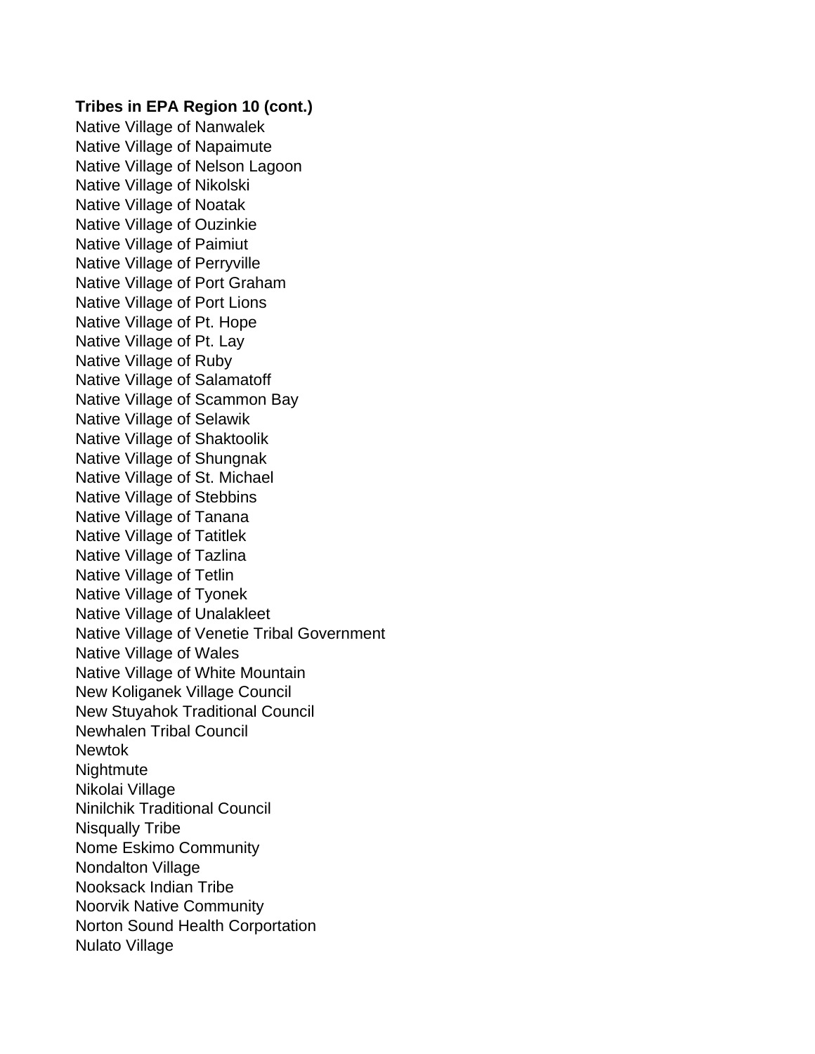**Tribes in EPA Region 10 (cont.)**

Native Village of Nanwalek
Native Village of Napaimute
Native Village of Nelson Lagoon
Native Village of Nikolski
Native Village of Noatak
Native Village of Ouzinkie
Native Village of Paimiut
Native Village of Perryville
Native Village of Port Graham
Native Village of Port Lions
Native Village of Pt. Hope
Native Village of Pt. Lay
Native Village of Ruby
Native Village of Salamatoff
Native Village of Scammon Bay
Native Village of Selawik
Native Village of Shaktoolik
Native Village of Shungnak
Native Village of St. Michael
Native Village of Stebbins
Native Village of Tanana
Native Village of Tatitlek
Native Village of Tazlina
Native Village of Tetlin
Native Village of Tyonek
Native Village of Unalakleet
Native Village of Venetie Tribal Government
Native Village of Wales
Native Village of White Mountain
New Koliganek Village Council
New Stuyahok Traditional Council
Newhalen Tribal Council
Newtok
Nightmute
Nikolai Village
Ninilchik Traditional Council
Nisqually Tribe
Nome Eskimo Community
Nondalton Village
Nooksack Indian Tribe
Noorvik Native Community
Norton Sound Health Corportation
Nulato Village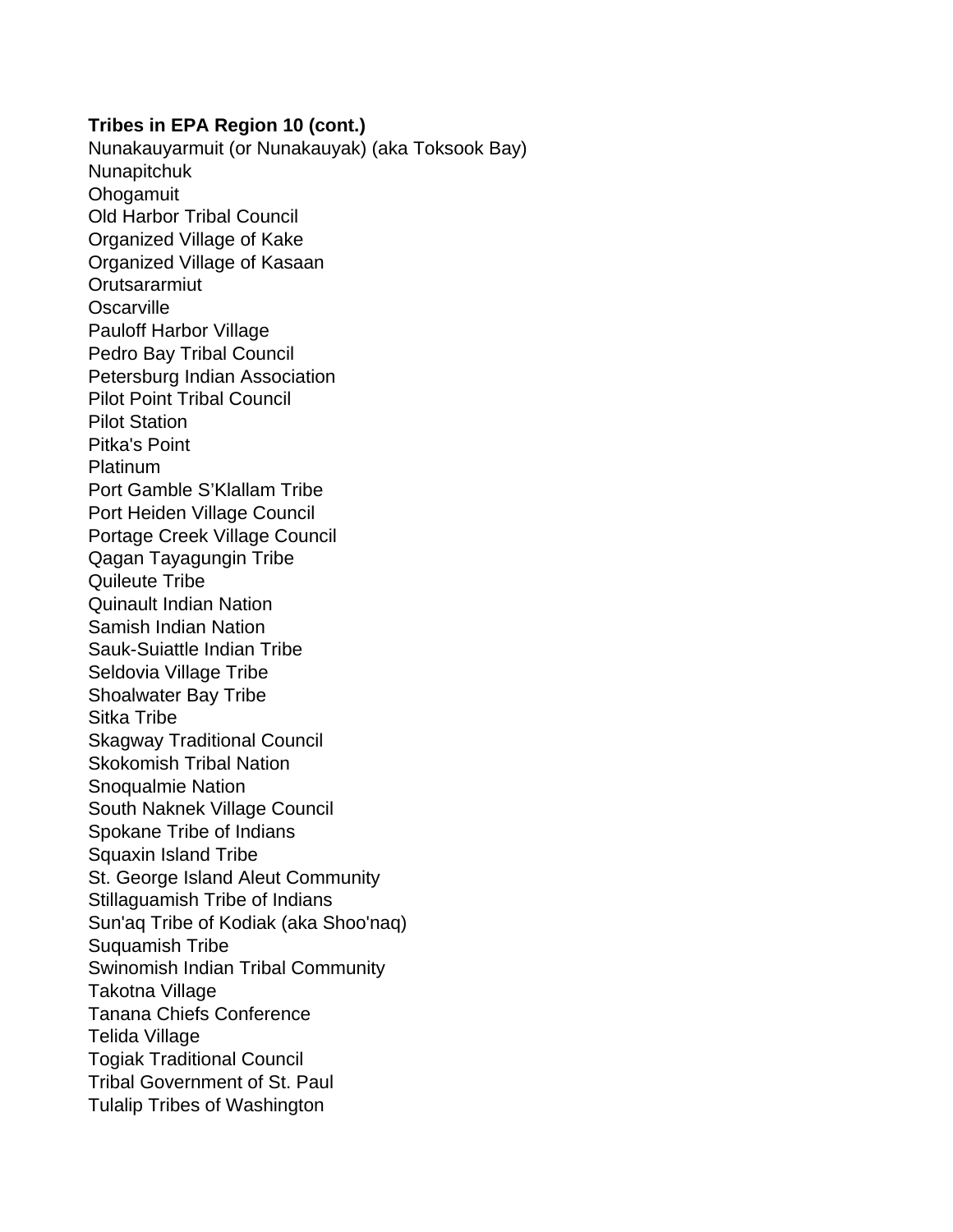**Tribes in EPA Region 10 (cont.)**

Nunakauyarmuit (or Nunakauyak) (aka Toksook Bay)
Nunapitchuk
Ohogamuit
Old Harbor Tribal Council
Organized Village of Kake
Organized Village of Kasaan
Orutsararmiut
Oscarville
Pauloff Harbor Village
Pedro Bay Tribal Council
Petersburg Indian Association
Pilot Point Tribal Council
Pilot Station
Pitka's Point
Platinum
Port Gamble S’Klallam Tribe
Port Heiden Village Council
Portage Creek Village Council
Qagan Tayagungin Tribe
Quileute Tribe
Quinault Indian Nation
Samish Indian Nation
Sauk-Suiattle Indian Tribe
Seldovia Village Tribe
Shoalwater Bay Tribe
Sitka Tribe
Skagway Traditional Council
Skokomish Tribal Nation
Snoqualmie Nation
South Naknek Village Council
Spokane Tribe of Indians
Squaxin Island Tribe
St. George Island Aleut Community
Stillaguamish Tribe of Indians
Sun'aq Tribe of Kodiak (aka Shoo'naq)
Suquamish Tribe
Swinomish Indian Tribal Community
Takotna Village
Tanana Chiefs Conference
Telida Village
Togiak Traditional Council
Tribal Government of St. Paul
Tulalip Tribes of Washington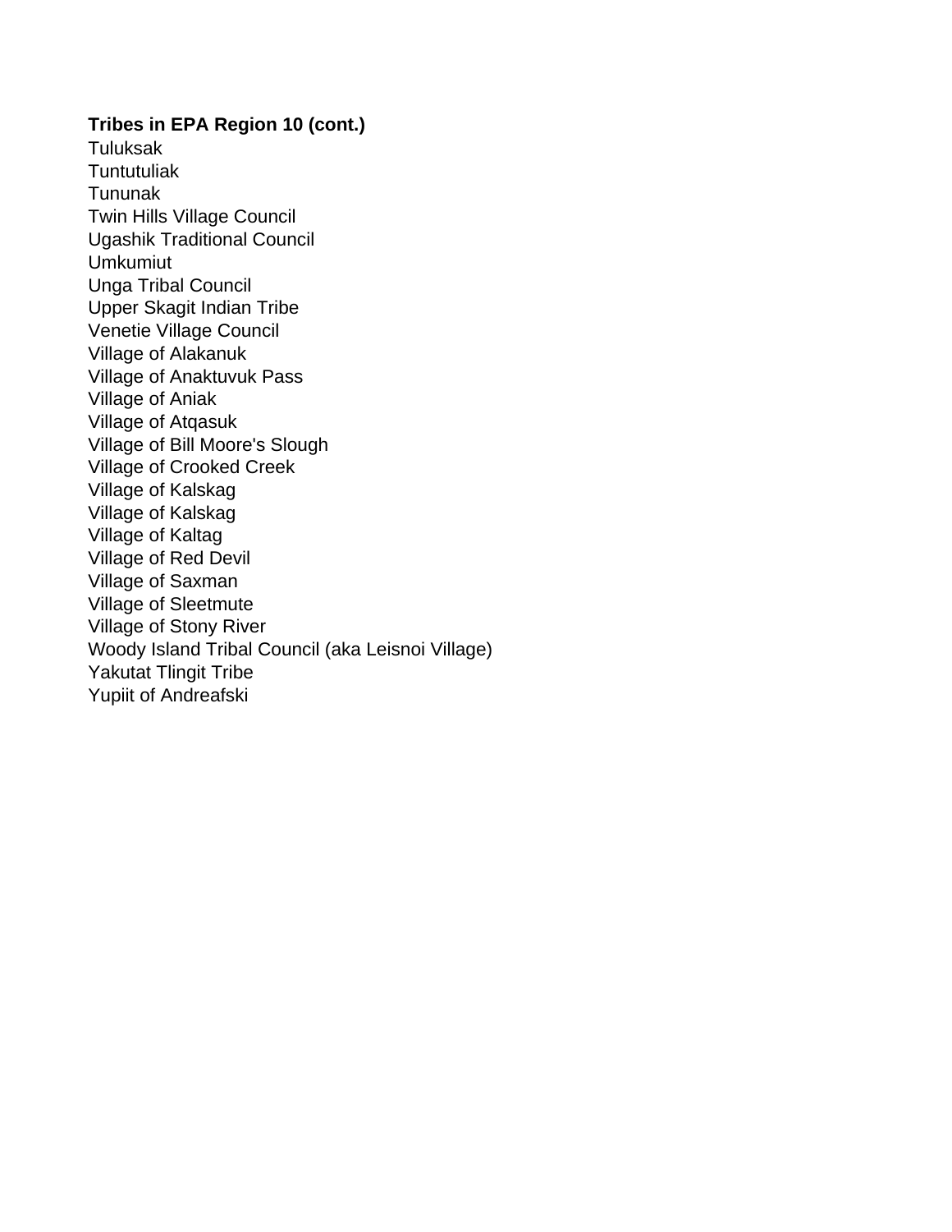**Tribes in EPA Region 10 (cont.)**

Tuluksak
Tuntutuliak
Tununak
Twin Hills Village Council
Ugashik Traditional Council
Umkumiut
Unga Tribal Council
Upper Skagit Indian Tribe
Venetie Village Council
Village of Alakanuk
Village of Anaktuvuk Pass
Village of Aniak
Village of Atqasuk
Village of Bill Moore's Slough
Village of Crooked Creek
Village of Kalskag
Village of Kalskag
Village of Kaltag
Village of Red Devil
Village of Saxman
Village of Sleetmute
Village of Stony River
Woody Island Tribal Council (aka Leisnoi Village)
Yakutat Tlingit Tribe
Yupiit of Andreafski